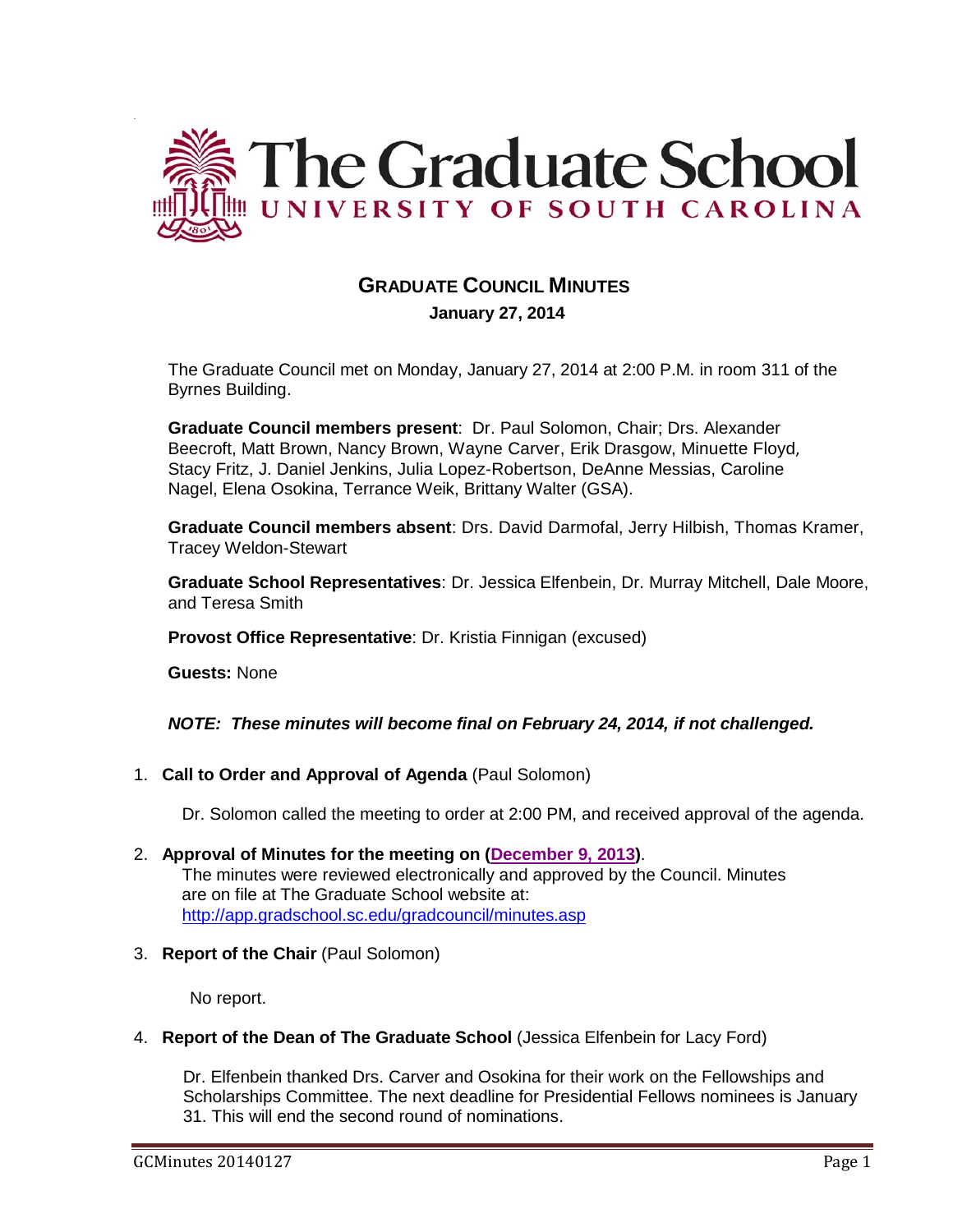# The Graduate School
UNIVERSITY OF SOUTH CAROLINA

## GRADUATE COUNCIL MINUTES

**January 27, 2014**

The Graduate Council met on Monday, January 27, 2014 at 2:00 P.M. in room 311 of the Byrnes Building.

**Graduate Council members present**: Dr. Paul Solomon, Chair; Drs. Alexander Beecroft, Matt Brown, Nancy Brown, Wayne Carver, Erik Drasgow, Minuette Floyd, Stacy Fritz, J. Daniel Jenkins, Julia Lopez-Robertson, DeAnne Messias, Caroline Nagel, Elena Osokina, Terrance Weik, Brittany Walter (GSA).

**Graduate Council members absent**: Drs. David Darmofal, Jerry Hilbish, Thomas Kramer, Tracey Weldon-Stewart

**Graduate School Representatives**: Dr. Jessica Elfenbein, Dr. Murray Mitchell, Dale Moore, and Teresa Smith

**Provost Office Representative**: Dr. Kristia Finnigan (excused)

**Guests:** None

***NOTE: These minutes will become final on February 24, 2014, if not challenged.***

1. **Call to Order and Approval of Agenda** (Paul Solomon)

   Dr. Solomon called the meeting to order at 2:00 PM, and received approval of the agenda.

2. **Approval of Minutes for the meeting on (December 9, 2013)**.
   The minutes were reviewed electronically and approved by the Council. Minutes are on file at The Graduate School website at: http://app.gradschool.sc.edu/gradcouncil/minutes.asp

3. **Report of the Chair** (Paul Solomon)

   No report.

4. **Report of the Dean of The Graduate School** (Jessica Elfenbein for Lacy Ford)

   Dr. Elfenbein thanked Drs. Carver and Osokina for their work on the Fellowships and Scholarships Committee. The next deadline for Presidential Fellows nominees is January 31. This will end the second round of nominations.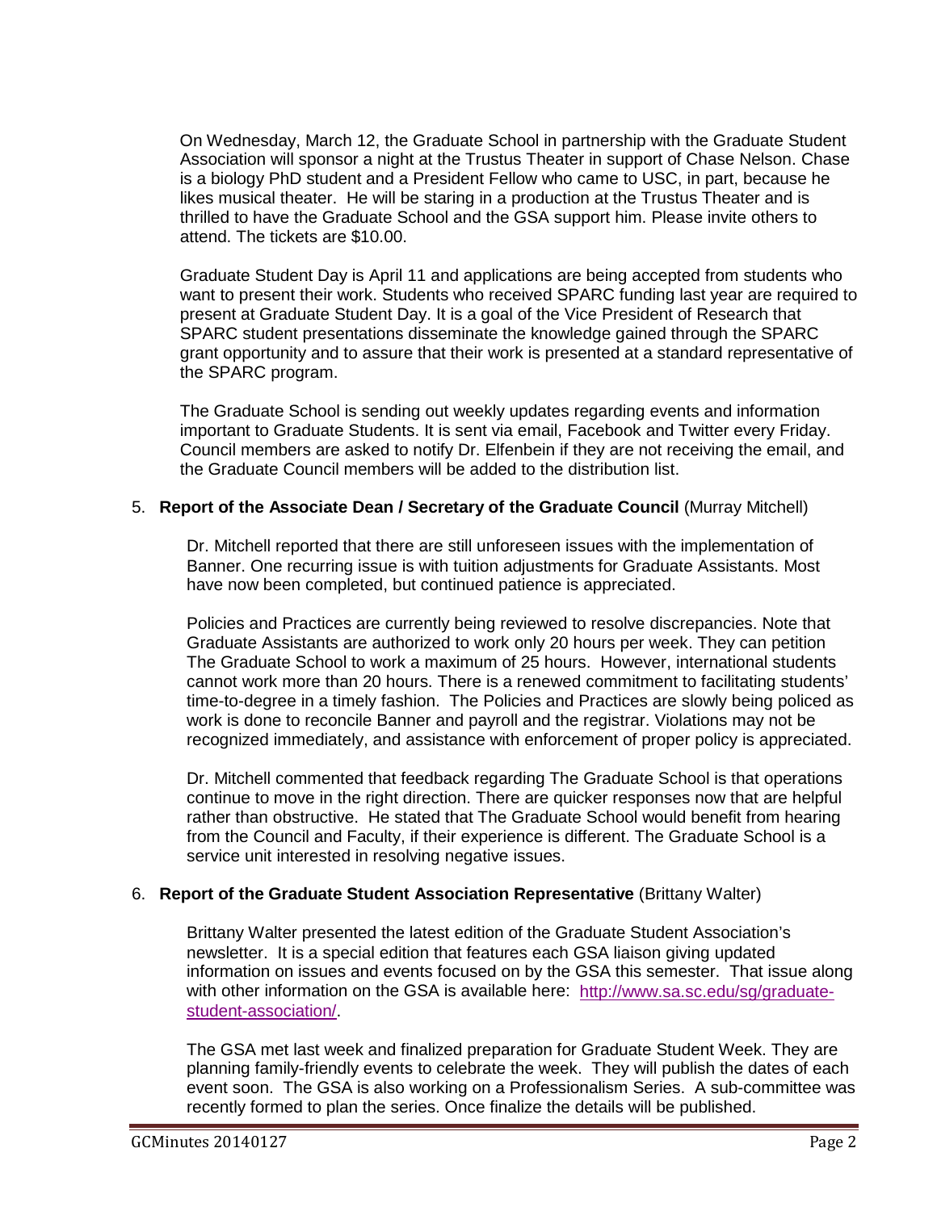On Wednesday, March 12, the Graduate School in partnership with the Graduate Student Association will sponsor a night at the Trustus Theater in support of Chase Nelson. Chase is a biology PhD student and a President Fellow who came to USC, in part, because he likes musical theater. He will be staring in a production at the Trustus Theater and is thrilled to have the Graduate School and the GSA support him. Please invite others to attend. The tickets are $10.00.

Graduate Student Day is April 11 and applications are being accepted from students who want to present their work. Students who received SPARC funding last year are required to present at Graduate Student Day. It is a goal of the Vice President of Research that SPARC student presentations disseminate the knowledge gained through the SPARC grant opportunity and to assure that their work is presented at a standard representative of the SPARC program.

The Graduate School is sending out weekly updates regarding events and information important to Graduate Students. It is sent via email, Facebook and Twitter every Friday. Council members are asked to notify Dr. Elfenbein if they are not receiving the email, and the Graduate Council members will be added to the distribution list.

5. **Report of the Associate Dean / Secretary of the Graduate Council** (Murray Mitchell)

Dr. Mitchell reported that there are still unforeseen issues with the implementation of Banner. One recurring issue is with tuition adjustments for Graduate Assistants. Most have now been completed, but continued patience is appreciated.

Policies and Practices are currently being reviewed to resolve discrepancies. Note that Graduate Assistants are authorized to work only 20 hours per week. They can petition The Graduate School to work a maximum of 25 hours. However, international students cannot work more than 20 hours. There is a renewed commitment to facilitating students' time-to-degree in a timely fashion. The Policies and Practices are slowly being policed as work is done to reconcile Banner and payroll and the registrar. Violations may not be recognized immediately, and assistance with enforcement of proper policy is appreciated.

Dr. Mitchell commented that feedback regarding The Graduate School is that operations continue to move in the right direction. There are quicker responses now that are helpful rather than obstructive. He stated that The Graduate School would benefit from hearing from the Council and Faculty, if their experience is different. The Graduate School is a service unit interested in resolving negative issues.

6. **Report of the Graduate Student Association Representative** (Brittany Walter)

Brittany Walter presented the latest edition of the Graduate Student Association's newsletter. It is a special edition that features each GSA liaison giving updated information on issues and events focused on by the GSA this semester. That issue along with other information on the GSA is available here: [http://www.sa.sc.edu/sg/graduate-student-association/](http://www.sa.sc.edu/sg/graduate-student-association/).

The GSA met last week and finalized preparation for Graduate Student Week. They are planning family-friendly events to celebrate the week. They will publish the dates of each event soon. The GSA is also working on a Professionalism Series. A sub-committee was recently formed to plan the series. Once finalize the details will be published.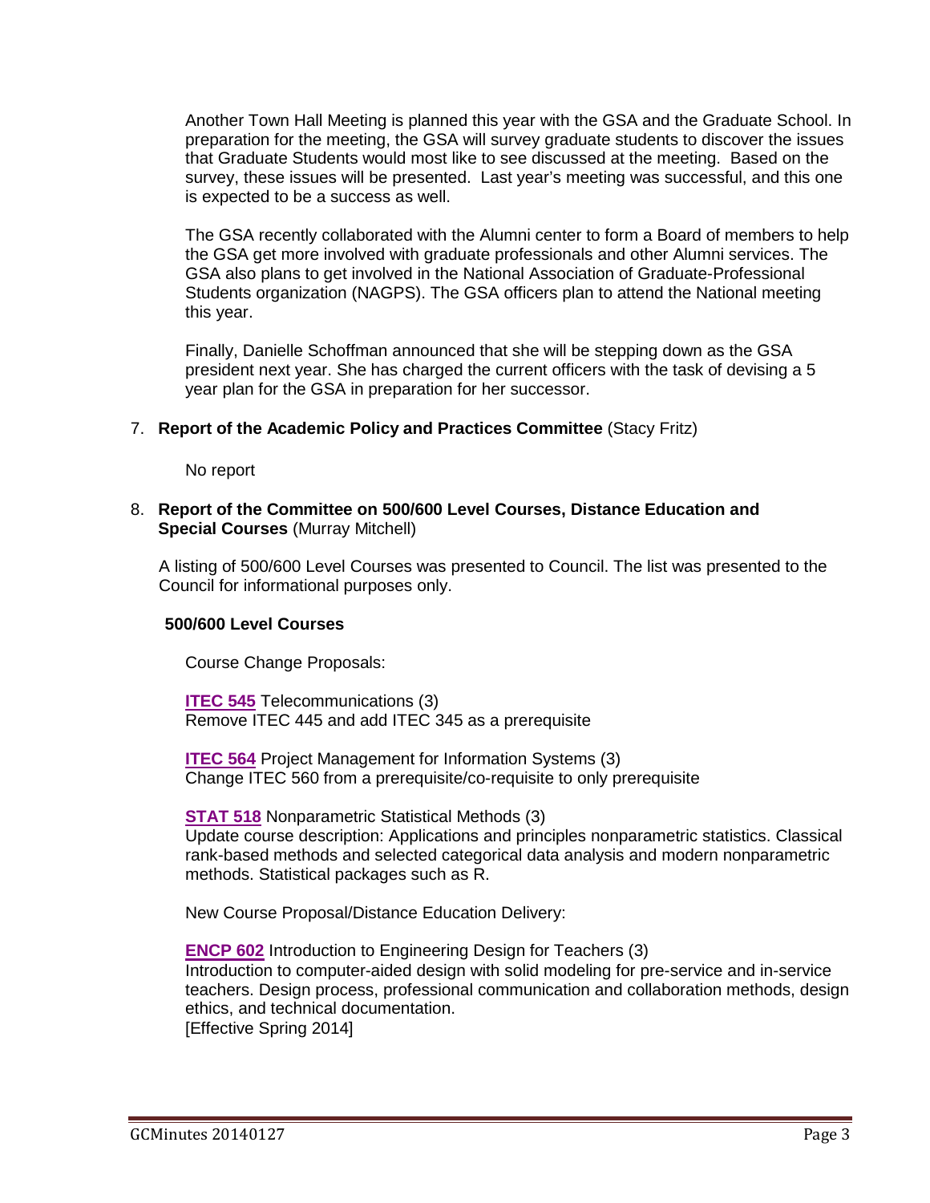Another Town Hall Meeting is planned this year with the GSA and the Graduate School. In preparation for the meeting, the GSA will survey graduate students to discover the issues that Graduate Students would most like to see discussed at the meeting. Based on the survey, these issues will be presented. Last year's meeting was successful, and this one is expected to be a success as well.

The GSA recently collaborated with the Alumni center to form a Board of members to help the GSA get more involved with graduate professionals and other Alumni services. The GSA also plans to get involved in the National Association of Graduate-Professional Students organization (NAGPS). The GSA officers plan to attend the National meeting this year.

Finally, Danielle Schoffman announced that she will be stepping down as the GSA president next year. She has charged the current officers with the task of devising a 5 year plan for the GSA in preparation for her successor.

7. **Report of the Academic Policy and Practices Committee** (Stacy Fritz)

   No report

8. **Report of the Committee on 500/600 Level Courses, Distance Education and Special Courses** (Murray Mitchell)

A listing of 500/600 Level Courses was presented to Council. The list was presented to the Council for informational purposes only.

**500/600 Level Courses**

Course Change Proposals:

**ITEC 545** Telecommunications (3)
Remove ITEC 445 and add ITEC 345 as a prerequisite

**ITEC 564** Project Management for Information Systems (3)
Change ITEC 560 from a prerequisite/co-requisite to only prerequisite

**STAT 518** Nonparametric Statistical Methods (3)
Update course description: Applications and principles nonparametric statistics. Classical rank-based methods and selected categorical data analysis and modern nonparametric methods. Statistical packages such as R.

New Course Proposal/Distance Education Delivery:

**ENCP 602** Introduction to Engineering Design for Teachers (3)
Introduction to computer-aided design with solid modeling for pre-service and in-service teachers. Design process, professional communication and collaboration methods, design ethics, and technical documentation.
[Effective Spring 2014]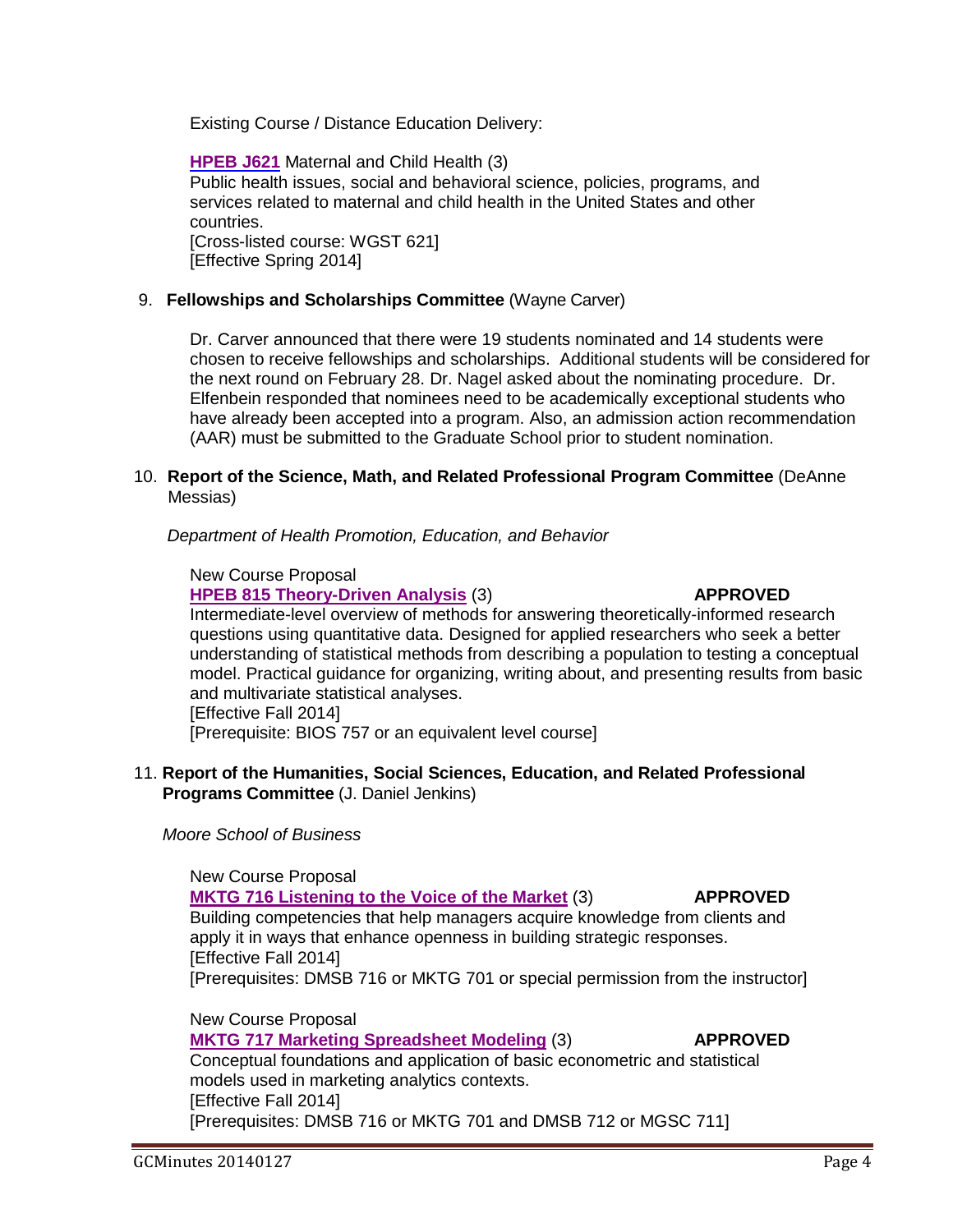Existing Course / Distance Education Delivery:

**HPEB J621** Maternal and Child Health (3)
Public health issues, social and behavioral science, policies, programs, and services related to maternal and child health in the United States and other countries.
[Cross-listed course: WGST 621]
[Effective Spring 2014]

9. **Fellowships and Scholarships Committee** (Wayne Carver)

   Dr. Carver announced that there were 19 students nominated and 14 students were chosen to receive fellowships and scholarships. Additional students will be considered for the next round on February 28. Dr. Nagel asked about the nominating procedure. Dr. Elfenbein responded that nominees need to be academically exceptional students who have already been accepted into a program. Also, an admission action recommendation (AAR) must be submitted to the Graduate School prior to student nomination.

10. **Report of the Science, Math, and Related Professional Program Committee** (DeAnne Messias)

    *Department of Health Promotion, Education, and Behavior*

    New Course Proposal
    **HPEB 815 Theory-Driven Analysis** (3) **APPROVED**
    Intermediate-level overview of methods for answering theoretically-informed research questions using quantitative data. Designed for applied researchers who seek a better understanding of statistical methods from describing a population to testing a conceptual model. Practical guidance for organizing, writing about, and presenting results from basic and multivariate statistical analyses.
    [Effective Fall 2014]
    [Prerequisite: BIOS 757 or an equivalent level course]

11. **Report of the Humanities, Social Sciences, Education, and Related Professional Programs Committee** (J. Daniel Jenkins)

    *Moore School of Business*

    New Course Proposal
    **MKTG 716 Listening to the Voice of the Market** (3) **APPROVED**
    Building competencies that help managers acquire knowledge from clients and apply it in ways that enhance openness in building strategic responses.
    [Effective Fall 2014]
    [Prerequisites: DMSB 716 or MKTG 701 or special permission from the instructor]

    New Course Proposal
    **MKTG 717 Marketing Spreadsheet Modeling** (3) **APPROVED**
    Conceptual foundations and application of basic econometric and statistical models used in marketing analytics contexts.
    [Effective Fall 2014]
    [Prerequisites: DMSB 716 or MKTG 701 and DMSB 712 or MGSC 711]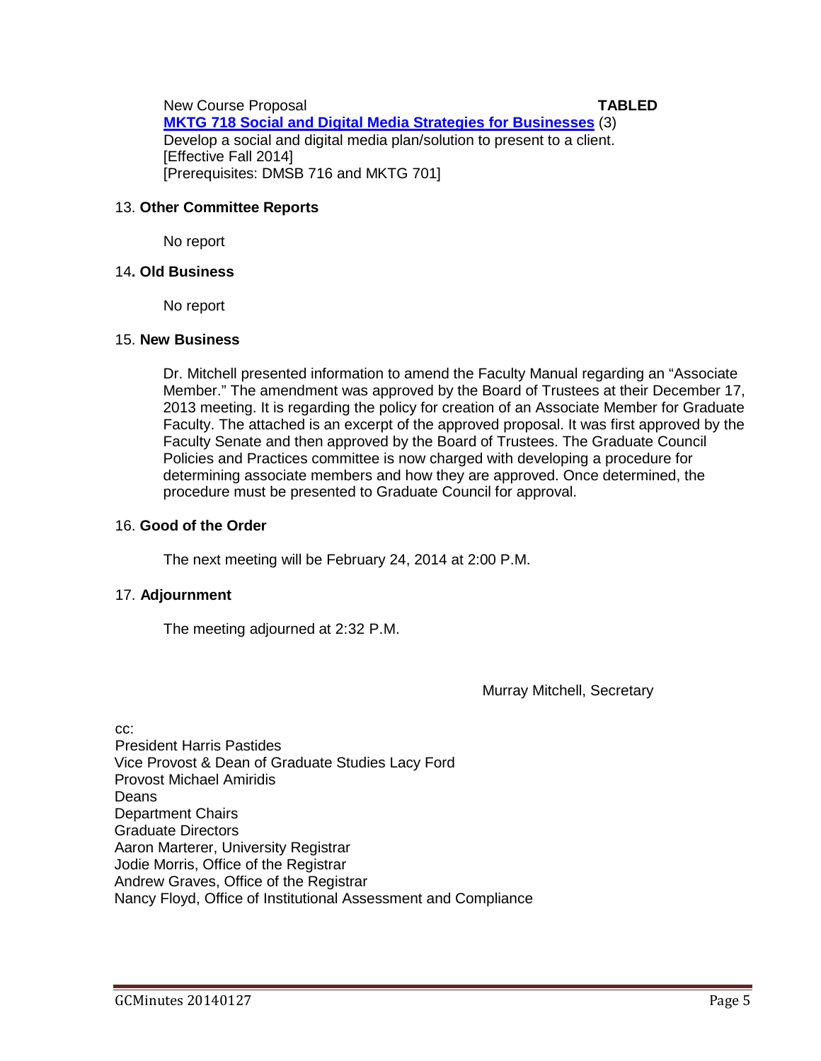New Course Proposal **TABLED**

**MKTG 718 Social and Digital Media Strategies for Businesses** (3)
Develop a social and digital media plan/solution to present to a client.
[Effective Fall 2014]
[Prerequisites: DMSB 716 and MKTG 701]

13. **Other Committee Reports**

No report

14**. Old Business**

No report

15. **New Business**

Dr. Mitchell presented information to amend the Faculty Manual regarding an "Associate Member." The amendment was approved by the Board of Trustees at their December 17, 2013 meeting. It is regarding the policy for creation of an Associate Member for Graduate Faculty. The attached is an excerpt of the approved proposal. It was first approved by the Faculty Senate and then approved by the Board of Trustees. The Graduate Council Policies and Practices committee is now charged with developing a procedure for determining associate members and how they are approved. Once determined, the procedure must be presented to Graduate Council for approval.

16. **Good of the Order**

The next meeting will be February 24, 2014 at 2:00 P.M.

17. **Adjournment**

The meeting adjourned at 2:32 P.M.

Murray Mitchell, Secretary

cc:
President Harris Pastides
Vice Provost & Dean of Graduate Studies Lacy Ford
Provost Michael Amiridis
Deans
Department Chairs
Graduate Directors
Aaron Marterer, University Registrar
Jodie Morris, Office of the Registrar
Andrew Graves, Office of the Registrar
Nancy Floyd, Office of Institutional Assessment and Compliance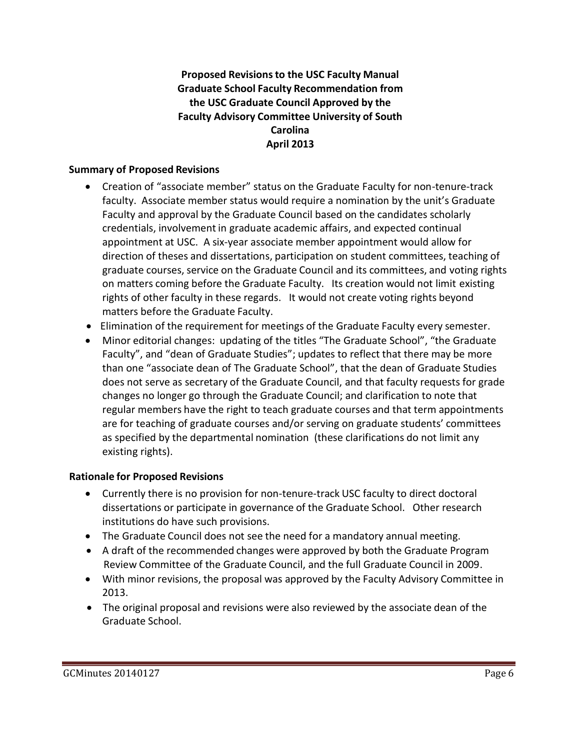**Proposed Revisions to the USC Faculty Manual Graduate School Faculty Recommendation from the USC Graduate Council Approved by the Faculty Advisory Committee University of South Carolina April 2013**

**Summary of Proposed Revisions**

- Creation of "associate member" status on the Graduate Faculty for non-tenure-track faculty. Associate member status would require a nomination by the unit's Graduate Faculty and approval by the Graduate Council based on the candidates scholarly credentials, involvement in graduate academic affairs, and expected continual appointment at USC. A six-year associate member appointment would allow for direction of theses and dissertations, participation on student committees, teaching of graduate courses, service on the Graduate Council and its committees, and voting rights on matters coming before the Graduate Faculty. Its creation would not limit existing rights of other faculty in these regards. It would not create voting rights beyond matters before the Graduate Faculty.
- Elimination of the requirement for meetings of the Graduate Faculty every semester.
- Minor editorial changes: updating of the titles "The Graduate School", "the Graduate Faculty", and "dean of Graduate Studies"; updates to reflect that there may be more than one "associate dean of The Graduate School", that the dean of Graduate Studies does not serve as secretary of the Graduate Council, and that faculty requests for grade changes no longer go through the Graduate Council; and clarification to note that regular members have the right to teach graduate courses and that term appointments are for teaching of graduate courses and/or serving on graduate students' committees as specified by the departmental nomination (these clarifications do not limit any existing rights).

**Rationale for Proposed Revisions**

- Currently there is no provision for non-tenure-track USC faculty to direct doctoral dissertations or participate in governance of the Graduate School. Other research institutions do have such provisions.
- The Graduate Council does not see the need for a mandatory annual meeting.
- A draft of the recommended changes were approved by both the Graduate Program Review Committee of the Graduate Council, and the full Graduate Council in 2009.
- With minor revisions, the proposal was approved by the Faculty Advisory Committee in 2013.
- The original proposal and revisions were also reviewed by the associate dean of the Graduate School.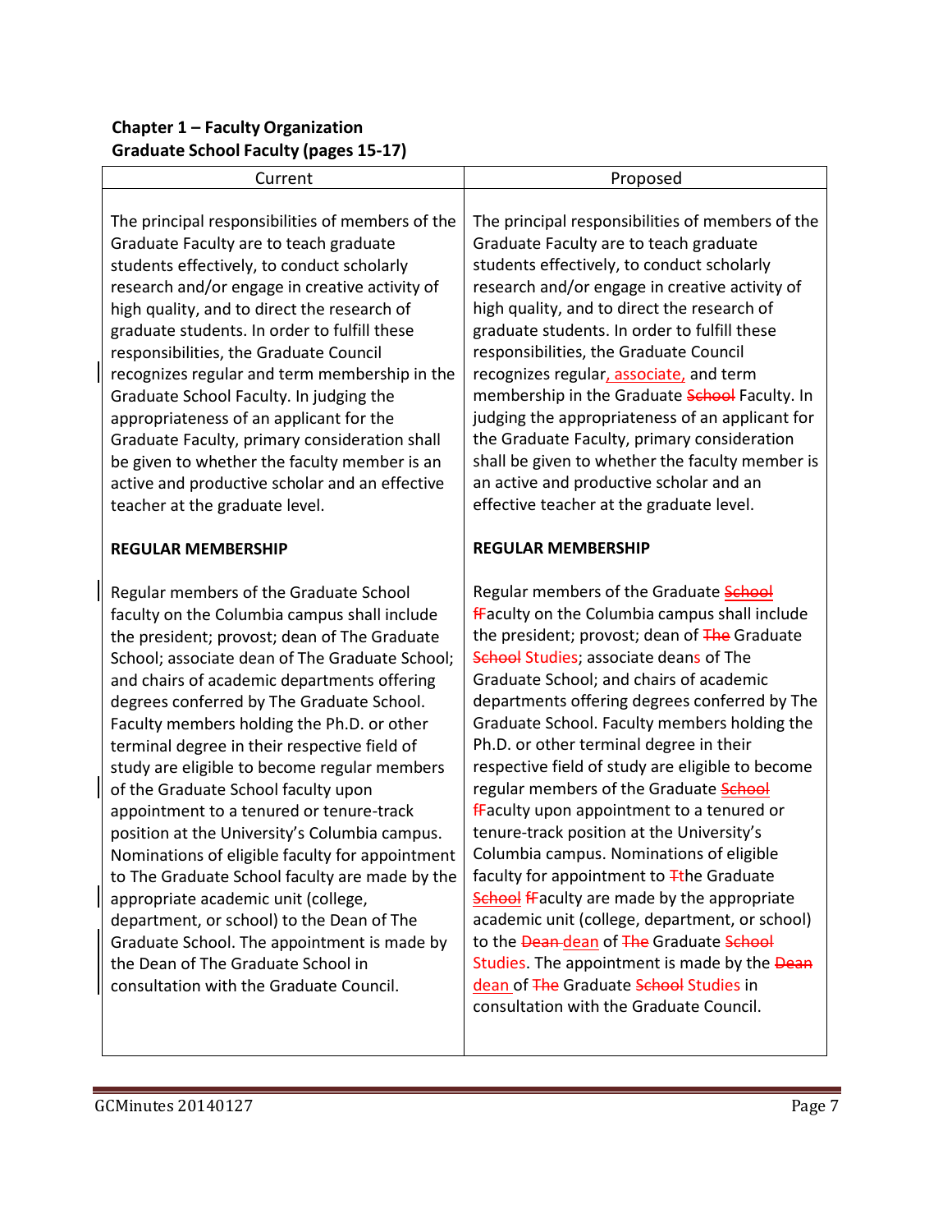**Chapter 1 – Faculty Organization**
**Graduate School Faculty (pages 15-17)**

| Current | Proposed |
|---|---|
| The principal responsibilities of members of the Graduate Faculty are to teach graduate students effectively, to conduct scholarly research and/or engage in creative activity of high quality, and to direct the research of graduate students. In order to fulfill these responsibilities, the Graduate Council recognizes regular and term membership in the Graduate School Faculty. In judging the appropriateness of an applicant for the Graduate Faculty, primary consideration shall be given to whether the faculty member is an active and productive scholar and an effective teacher at the graduate level. | The principal responsibilities of members of the Graduate Faculty are to teach graduate students effectively, to conduct scholarly research and/or engage in creative activity of high quality, and to direct the research of graduate students. In order to fulfill these responsibilities, the Graduate Council recognizes regular, associate, and term membership in the Graduate ~~School~~ Faculty. In judging the appropriateness of an applicant for the Graduate Faculty, primary consideration shall be given to whether the faculty member is an active and productive scholar and an effective teacher at the graduate level. |
| **REGULAR MEMBERSHIP** | **REGULAR MEMBERSHIP** |
| Regular members of the Graduate School faculty on the Columbia campus shall include the president; provost; dean of The Graduate School; associate dean of The Graduate School; and chairs of academic departments offering degrees conferred by The Graduate School. Faculty members holding the Ph.D. or other terminal degree in their respective field of study are eligible to become regular members of the Graduate School faculty upon appointment to a tenured or tenure-track position at the University's Columbia campus. Nominations of eligible faculty for appointment to The Graduate School faculty are made by the appropriate academic unit (college, department, or school) to the Dean of The Graduate School. The appointment is made by the Dean of The Graduate School in consultation with the Graduate Council. | Regular members of the Graduate ~~School~~ ~~f~~Faculty on the Columbia campus shall include the president; provost; dean of ~~The~~ Graduate ~~School~~ Studies; associate deans of The Graduate School; and chairs of academic departments offering degrees conferred by The Graduate School. Faculty members holding the Ph.D. or other terminal degree in their respective field of study are eligible to become regular members of the Graduate ~~School~~ ~~f~~Faculty upon appointment to a tenured or tenure-track position at the University's Columbia campus. Nominations of eligible faculty for appointment to ~~T~~the Graduate ~~School~~ ~~f~~Faculty are made by the appropriate academic unit (college, department, or school) to the ~~Dean~~ dean of ~~The~~ Graduate ~~School~~ Studies. The appointment is made by the ~~Dean~~ dean of ~~The~~ Graduate ~~School~~ Studies in consultation with the Graduate Council. |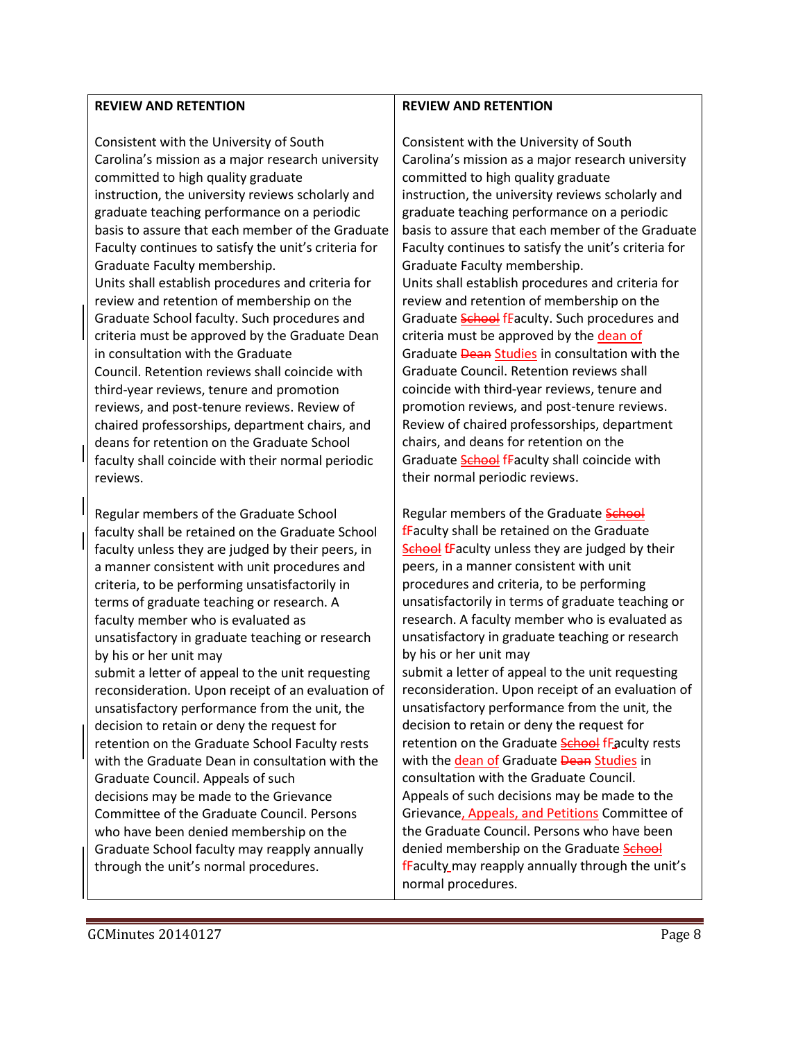| **REVIEW AND RETENTION** | **REVIEW AND RETENTION** |
|---|---|
| Consistent with the University of South Carolina's mission as a major research university committed to high quality graduate instruction, the university reviews scholarly and graduate teaching performance on a periodic basis to assure that each member of the Graduate Faculty continues to satisfy the unit's criteria for Graduate Faculty membership.<br>Units shall establish procedures and criteria for review and retention of membership on the Graduate School faculty. Such procedures and criteria must be approved by the Graduate Dean in consultation with the Graduate Council. Retention reviews shall coincide with third-year reviews, tenure and promotion reviews, and post-tenure reviews. Review of chaired professorships, department chairs, and deans for retention on the Graduate School faculty shall coincide with their normal periodic reviews.<br><br>Regular members of the Graduate School faculty shall be retained on the Graduate School faculty unless they are judged by their peers, in a manner consistent with unit procedures and criteria, to be performing unsatisfactorily in terms of graduate teaching or research. A faculty member who is evaluated as unsatisfactory in graduate teaching or research by his or her unit may submit a letter of appeal to the unit requesting reconsideration. Upon receipt of an evaluation of unsatisfactory performance from the unit, the decision to retain or deny the request for retention on the Graduate School Faculty rests with the Graduate Dean in consultation with the Graduate Council. Appeals of such decisions may be made to the Grievance Committee of the Graduate Council. Persons who have been denied membership on the Graduate School faculty may reapply annually through the unit's normal procedures. | Consistent with the University of South Carolina's mission as a major research university committed to high quality graduate instruction, the university reviews scholarly and graduate teaching performance on a periodic basis to assure that each member of the Graduate Faculty continues to satisfy the unit's criteria for Graduate Faculty membership.<br>Units shall establish procedures and criteria for review and retention of membership on the Graduate ~~School~~ fFaculty. Such procedures and criteria must be approved by the dean of Graduate ~~Dean~~ Studies in consultation with the Graduate Council. Retention reviews shall coincide with third-year reviews, tenure and promotion reviews, and post-tenure reviews. Review of chaired professorships, department chairs, and deans for retention on the Graduate ~~School~~ fFaculty shall coincide with their normal periodic reviews.<br><br>Regular members of the Graduate ~~School~~ fFaculty shall be retained on the Graduate ~~School~~ fFaculty unless they are judged by their peers, in a manner consistent with unit procedures and criteria, to be performing unsatisfactorily in terms of graduate teaching or research. A faculty member who is evaluated as unsatisfactory in graduate teaching or research by his or her unit may submit a letter of appeal to the unit requesting reconsideration. Upon receipt of an evaluation of unsatisfactory performance from the unit, the decision to retain or deny the request for retention on the Graduate ~~School~~ fFaculty rests with the dean of Graduate ~~Dean~~ Studies in consultation with the Graduate Council. Appeals of such decisions may be made to the Grievance, Appeals, and Petitions Committee of the Graduate Council. Persons who have been denied membership on the Graduate ~~School~~ fFaculty may reapply annually through the unit's normal procedures. |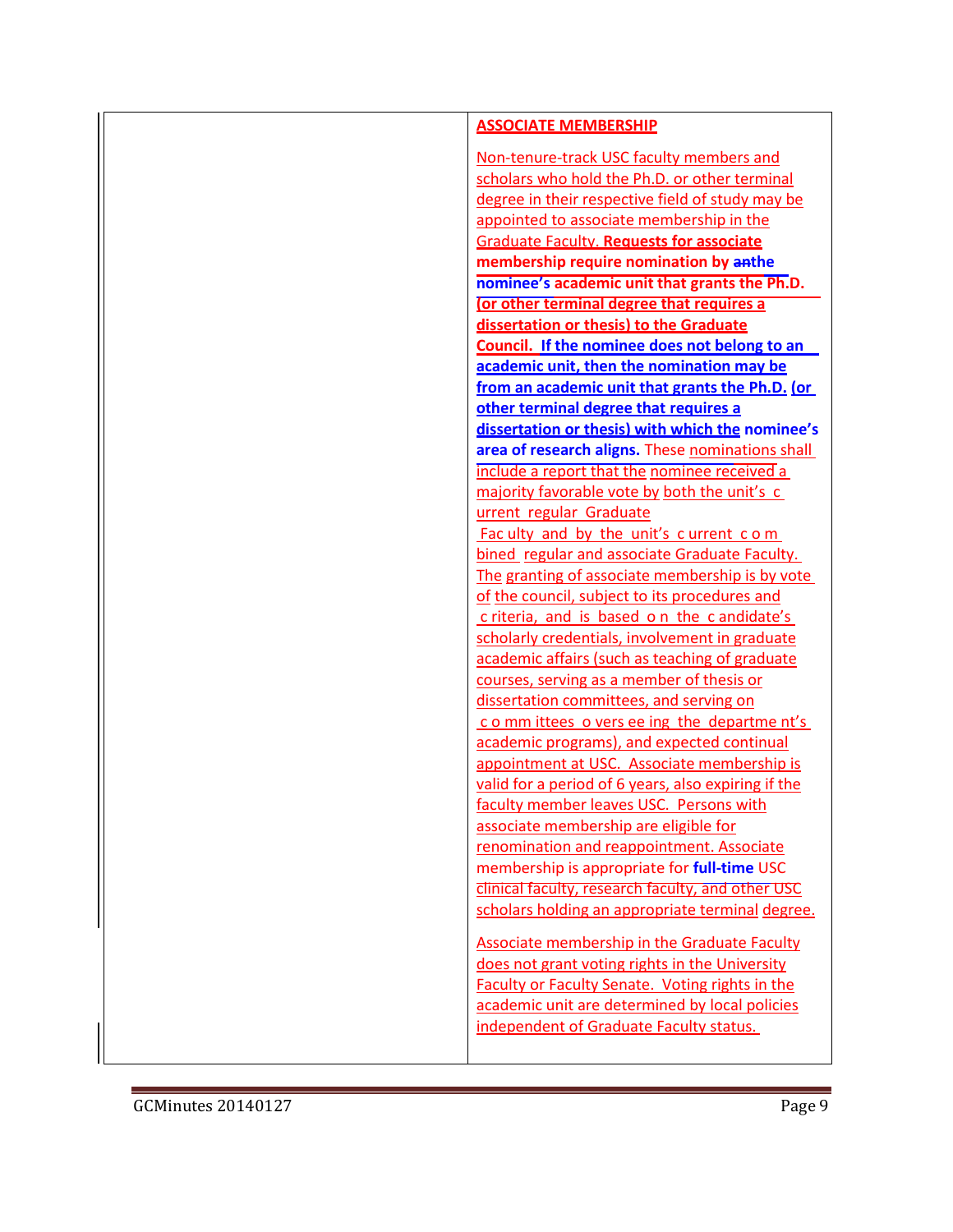| | **ASSOCIATE MEMBERSHIP**<br><br>Non-tenure-track USC faculty members and scholars who hold the Ph.D. or other terminal degree in their respective field of study may be appointed to associate membership in the Graduate Faculty. **Requests for associate membership require nomination by ~~an~~the nominee's academic unit that grants the Ph.D. (or other terminal degree that requires a dissertation or thesis) to the Graduate Council. If the nominee does not belong to an academic unit, then the nomination may be from an academic unit that grants the Ph.D. (or other terminal degree that requires a dissertation or thesis) with which the nominee's area of research aligns.** These nominations shall include a report that the nominee received a majority favorable vote by both the unit's current regular Graduate Faculty and by the unit's current combined regular and associate Graduate Faculty. The granting of associate membership is by vote of the council, subject to its procedures and criteria, and is based on the candidate's scholarly credentials, involvement in graduate academic affairs (such as teaching of graduate courses, serving as a member of thesis or dissertation committees, and serving on committees overseeing the department's academic programs), and expected continual appointment at USC. Associate membership is valid for a period of 6 years, also expiring if the faculty member leaves USC. Persons with associate membership are eligible for renomination and reappointment. Associate membership is appropriate for **full-time** USC clinical faculty, research faculty, and other USC scholars holding an appropriate terminal degree.<br><br>Associate membership in the Graduate Faculty does not grant voting rights in the University Faculty or Faculty Senate. Voting rights in the academic unit are determined by local policies independent of Graduate Faculty status. |
|---|---|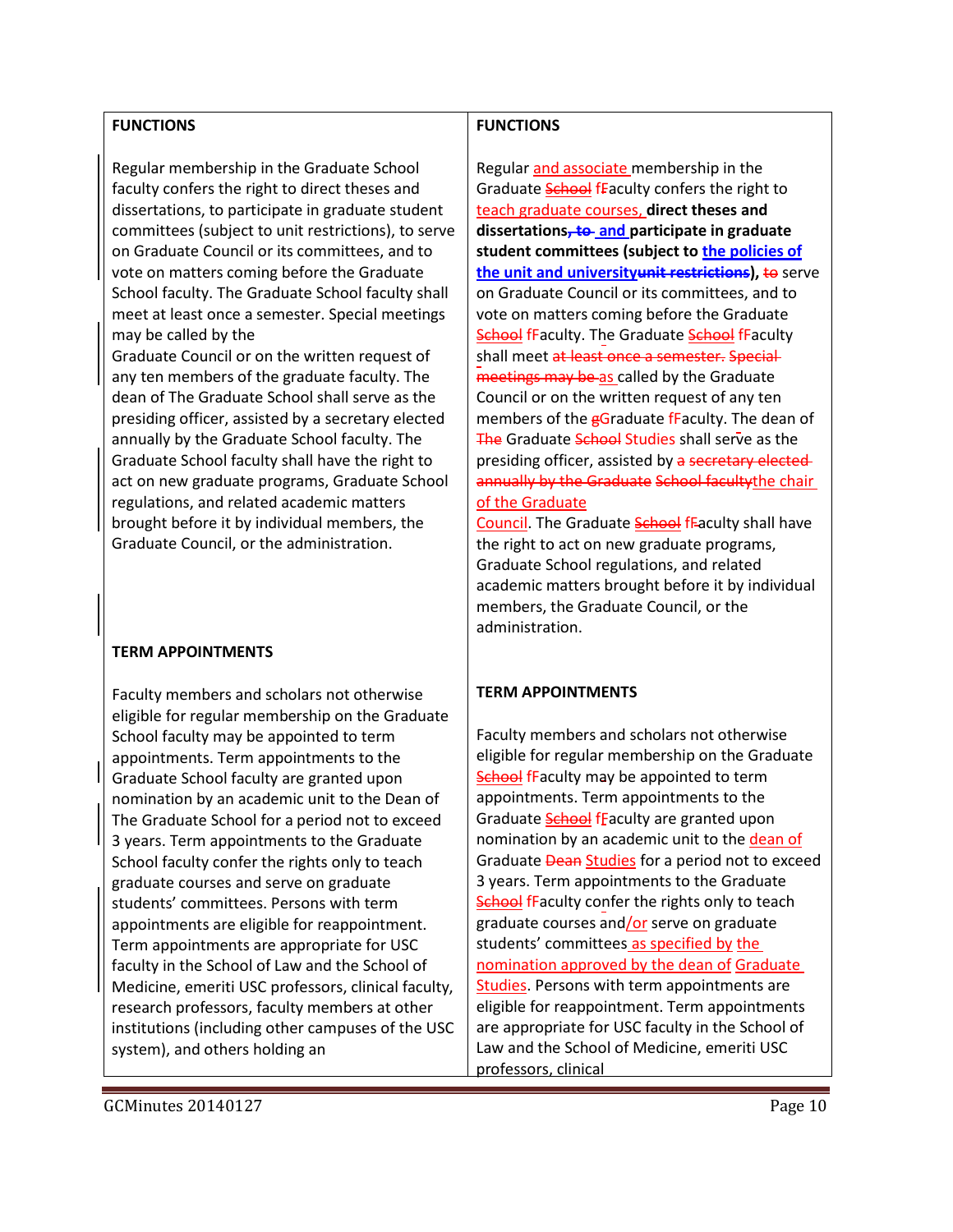| FUNCTIONS | FUNCTIONS |
|---|---|
| Regular membership in the Graduate School faculty confers the right to direct theses and dissertations, to participate in graduate student committees (subject to unit restrictions), to serve on Graduate Council or its committees, and to vote on matters coming before the Graduate School faculty. The Graduate School faculty shall meet at least once a semester. Special meetings may be called by the Graduate Council or on the written request of any ten members of the graduate faculty. The dean of The Graduate School shall serve as the presiding officer, assisted by a secretary elected annually by the Graduate School faculty. The Graduate School faculty shall have the right to act on new graduate programs, Graduate School regulations, and related academic matters brought before it by individual members, the Graduate Council, or the administration. | Regular and associate membership in the Graduate ~~School~~ fFaculty confers the right to teach graduate courses, **direct theses and dissertations~~, to~~ and participate in graduate student committees (subject to the policies of the unit and university~~unit restrictions~~),** ~~to~~ serve on Graduate Council or its committees, and to vote on matters coming before the Graduate ~~School~~ fFaculty. The Graduate ~~School~~ fFaculty shall meet ~~at least once a semester. Special meetings may be~~ as called by the Graduate Council or on the written request of any ten members of the ~~g~~Graduate fFaculty. The dean of ~~The~~ Graduate ~~School~~ Studies shall serve as the presiding officer, assisted by ~~a secretary elected annually by the Graduate School faculty~~the chair of the Graduate Council. The Graduate ~~School~~ fFaculty shall have the right to act on new graduate programs, Graduate School regulations, and related academic matters brought before it by individual members, the Graduate Council, or the administration. |
| **TERM APPOINTMENTS** | **TERM APPOINTMENTS** |
| Faculty members and scholars not otherwise eligible for regular membership on the Graduate School faculty may be appointed to term appointments. Term appointments to the Graduate School faculty are granted upon nomination by an academic unit to the Dean of The Graduate School for a period not to exceed 3 years. Term appointments to the Graduate School faculty confer the rights only to teach graduate courses and serve on graduate students' committees. Persons with term appointments are eligible for reappointment. Term appointments are appropriate for USC faculty in the School of Law and the School of Medicine, emeriti USC professors, clinical faculty, research professors, faculty members at other institutions (including other campuses of the USC system), and others holding an | Faculty members and scholars not otherwise eligible for regular membership on the Graduate ~~School~~ fFaculty may be appointed to term appointments. Term appointments to the Graduate ~~School~~ fFaculty are granted upon nomination by an academic unit to the dean of Graduate ~~Dean~~ Studies for a period not to exceed 3 years. Term appointments to the Graduate ~~School~~ fFaculty confer the rights only to teach graduate courses and/or serve on graduate students' committees as specified by the nomination approved by the dean of Graduate Studies. Persons with term appointments are eligible for reappointment. Term appointments are appropriate for USC faculty in the School of Law and the School of Medicine, emeriti USC professors, clinical |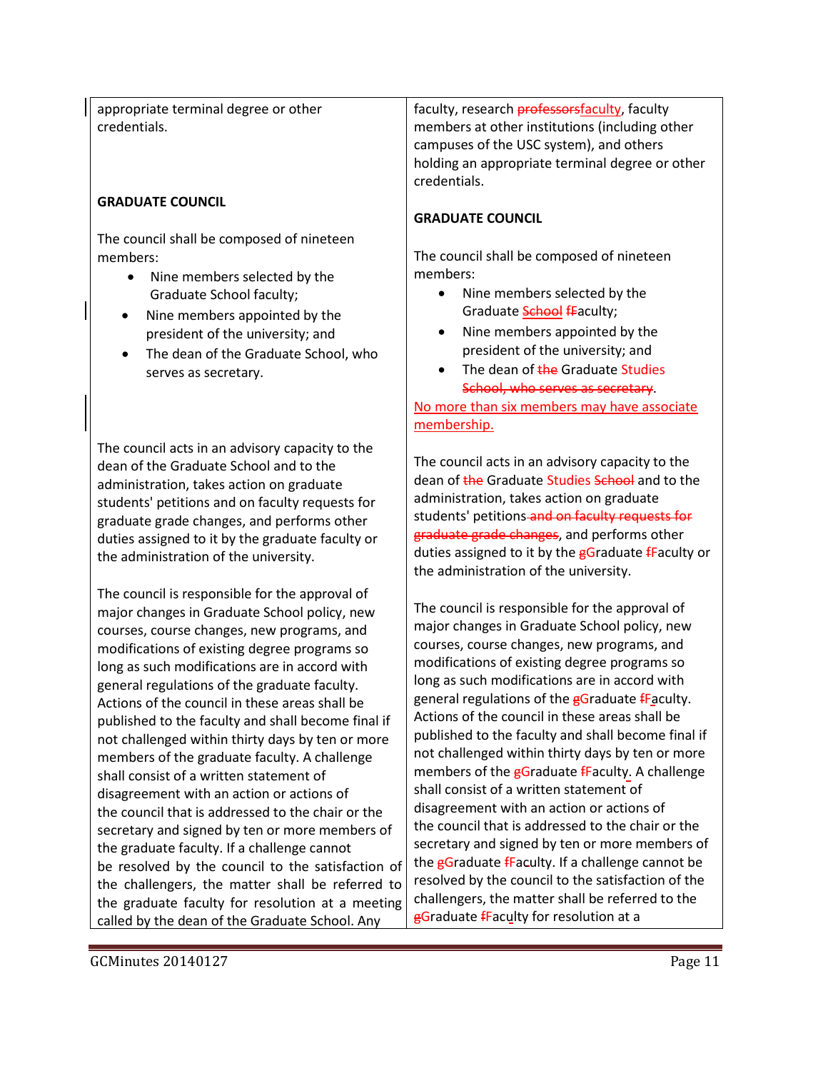| | |
|---|---|
| appropriate terminal degree or other credentials.<br><br>**GRADUATE COUNCIL**<br><br>The council shall be composed of nineteen members:<br>• Nine members selected by the Graduate School faculty;<br>• Nine members appointed by the president of the university; and<br>• The dean of the Graduate School, who serves as secretary.<br><br>The council acts in an advisory capacity to the dean of the Graduate School and to the administration, takes action on graduate students' petitions and on faculty requests for graduate grade changes, and performs other duties assigned to it by the graduate faculty or the administration of the university.<br><br>The council is responsible for the approval of major changes in Graduate School policy, new courses, course changes, new programs, and modifications of existing degree programs so long as such modifications are in accord with general regulations of the graduate faculty. Actions of the council in these areas shall be published to the faculty and shall become final if not challenged within thirty days by ten or more members of the graduate faculty. A challenge shall consist of a written statement of disagreement with an action or actions of the council that is addressed to the chair or the secretary and signed by ten or more members of the graduate faculty. If a challenge cannot be resolved by the council to the satisfaction of the challengers, the matter shall be referred to the graduate faculty for resolution at a meeting called by the dean of the Graduate School. Any | faculty, research ~~professors~~faculty, faculty members at other institutions (including other campuses of the USC system), and others holding an appropriate terminal degree or other credentials.<br><br>**GRADUATE COUNCIL**<br><br>The council shall be composed of nineteen members:<br>• Nine members selected by the Graduate ~~School~~ ~~f~~Faculty;<br>• Nine members appointed by the president of the university; and<br>• The dean of ~~the~~ Graduate Studies ~~School, who serves as secretary~~.<br><br>No more than six members may have associate membership.<br><br>The council acts in an advisory capacity to the dean of ~~the~~ Graduate Studies ~~School~~ and to the administration, takes action on graduate students' petitions ~~and on faculty requests for graduate grade changes~~, and performs other duties assigned to it by the ~~g~~Graduate ~~f~~Faculty or the administration of the university.<br><br>The council is responsible for the approval of major changes in Graduate School policy, new courses, course changes, new programs, and modifications of existing degree programs so long as such modifications are in accord with general regulations of the ~~g~~Graduate ~~f~~Faculty. Actions of the council in these areas shall be published to the faculty and shall become final if not challenged within thirty days by ten or more members of the ~~g~~Graduate ~~f~~Faculty. A challenge shall consist of a written statement of disagreement with an action or actions of the council that is addressed to the chair or the secretary and signed by ten or more members of the ~~g~~Graduate ~~f~~Faculty. If a challenge cannot be resolved by the council to the satisfaction of the challengers, the matter shall be referred to the ~~g~~Graduate ~~f~~Faculty for resolution at a |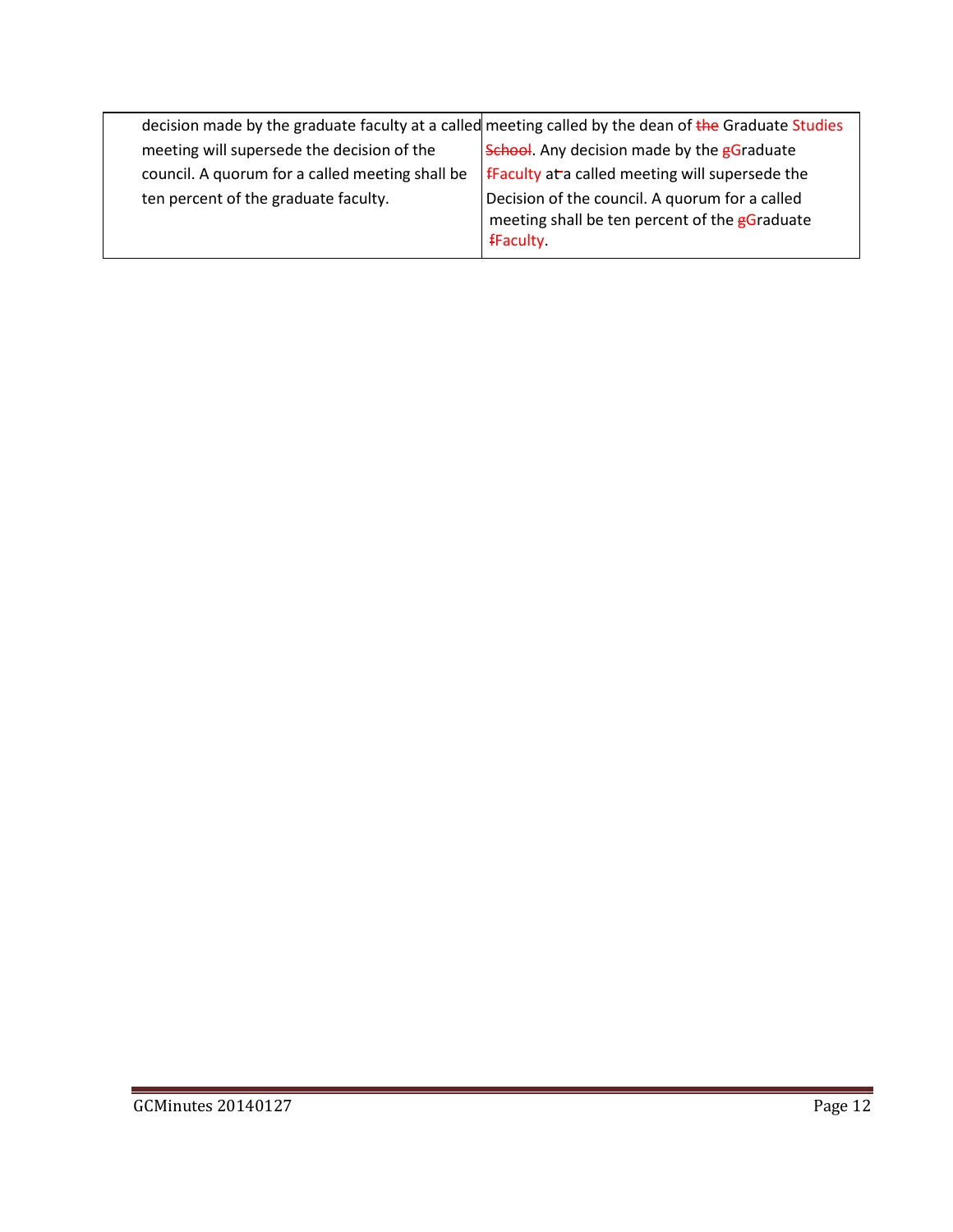| | |
|---|---|
| decision made by the graduate faculty at a called meeting will supersede the decision of the council. A quorum for a called meeting shall be ten percent of the graduate faculty. | meeting called by the dean of ~~the~~ Graduate Studies ~~School~~. Any decision made by the ~~g~~Graduate ~~f~~Faculty at a called meeting will supersede the Decision of the council. A quorum for a called meeting shall be ten percent of the ~~g~~Graduate ~~f~~Faculty. |